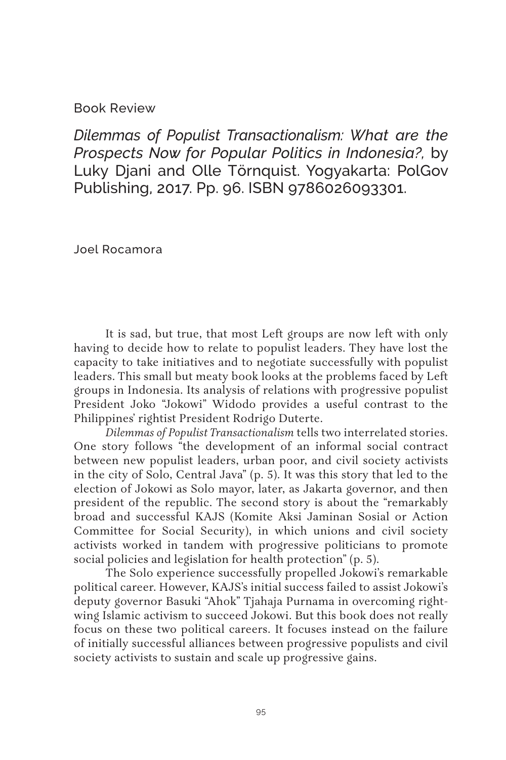Book Review

# *Dilemmas of Populist Transactionalism: What are the Prospects Now for Popular Politics in Indonesia?*, by Luky Djani and Olle Törnquist. Yogyakarta: PolGov Publishing, 2017. Pp. 96. ISBN 9786026093301.

Joel Rocamora

It is sad, but true, that most Left groups are now left with only having to decide how to relate to populist leaders. They have lost the capacity to take initiatives and to negotiate successfully with populist leaders. This small but meaty book looks at the problems faced by Left groups in Indonesia. Its analysis of relations with progressive populist President Joko "Jokowi" Widodo provides a useful contrast to the Philippines' rightist President Rodrigo Duterte.

*Dilemmas of Populist Transactionalism* tells two interrelated stories. One story follows "the development of an informal social contract between new populist leaders, urban poor, and civil society activists in the city of Solo, Central Java" (p. 5). It was this story that led to the election of Jokowi as Solo mayor, later, as Jakarta governor, and then president of the republic. The second story is about the "remarkably broad and successful KAJS (Komite Aksi Jaminan Sosial or Action Committee for Social Security), in which unions and civil society activists worked in tandem with progressive politicians to promote social policies and legislation for health protection" (p. 5).

The Solo experience successfully propelled Jokowi's remarkable political career. However, KAJS's initial success failed to assist Jokowi's deputy governor Basuki "Ahok" Tjahaja Purnama in overcoming right-wing Islamic activism to succeed Jokowi. But this book does not really focus on these two political careers. It focuses instead on the failure of initially successful alliances between progressive populists and civil society activists to sustain and scale up progressive gains.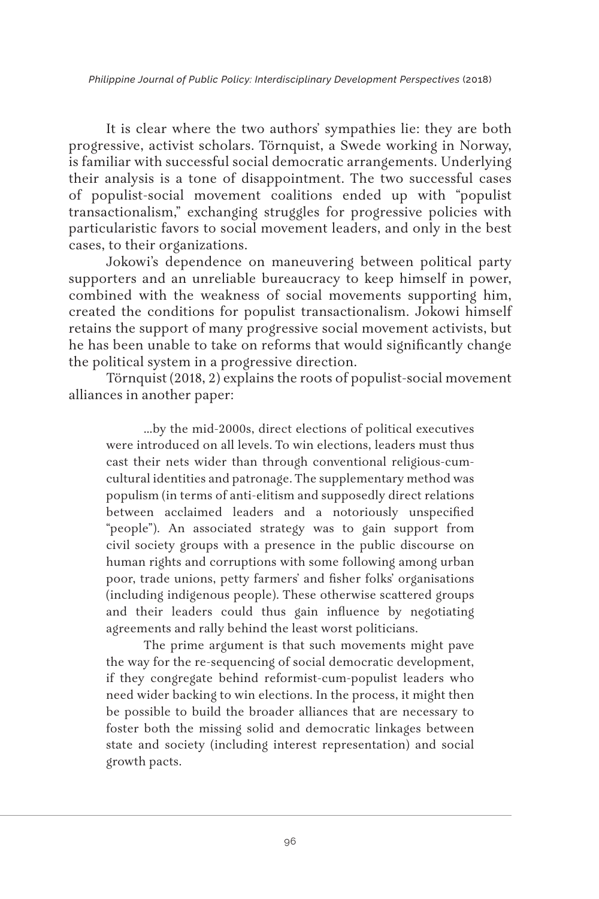It is clear where the two authors' sympathies lie: they are both progressive, activist scholars. Törnquist, a Swede working in Norway, is familiar with successful social democratic arrangements. Underlying their analysis is a tone of disappointment. The two successful cases of populist-social movement coalitions ended up with "populist transactionalism," exchanging struggles for progressive policies with particularistic favors to social movement leaders, and only in the best cases, to their organizations.

Jokowi's dependence on maneuvering between political party supporters and an unreliable bureaucracy to keep himself in power, combined with the weakness of social movements supporting him, created the conditions for populist transactionalism. Jokowi himself retains the support of many progressive social movement activists, but he has been unable to take on reforms that would significantly change the political system in a progressive direction.

Törnquist (2018, 2) explains the roots of populist-social movement alliances in another paper:

> ...by the mid-2000s, direct elections of political executives were introduced on all levels. To win elections, leaders must thus cast their nets wider than through conventional religious-cum-cultural identities and patronage. The supplementary method was populism (in terms of anti-elitism and supposedly direct relations between acclaimed leaders and a notoriously unspecified "people"). An associated strategy was to gain support from civil society groups with a presence in the public discourse on human rights and corruptions with some following among urban poor, trade unions, petty farmers' and fisher folks' organisations (including indigenous people). These otherwise scattered groups and their leaders could thus gain influence by negotiating agreements and rally behind the least worst politicians.
>
> The prime argument is that such movements might pave the way for the re-sequencing of social democratic development, if they congregate behind reformist-cum-populist leaders who need wider backing to win elections. In the process, it might then be possible to build the broader alliances that are necessary to foster both the missing solid and democratic linkages between state and society (including interest representation) and social growth pacts.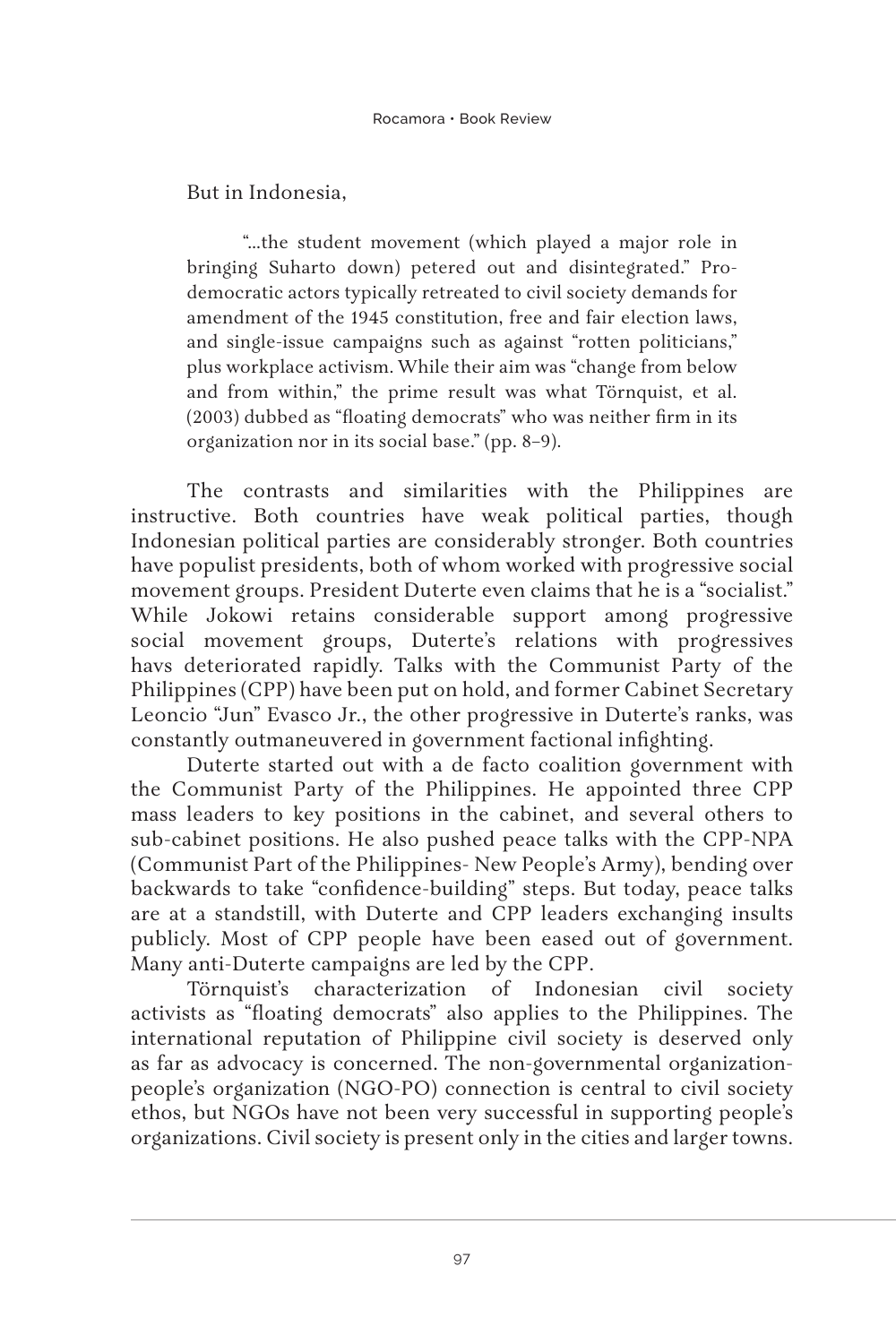But in Indonesia,

> "...the student movement (which played a major role in bringing Suharto down) petered out and disintegrated." Pro-democratic actors typically retreated to civil society demands for amendment of the 1945 constitution, free and fair election laws, and single-issue campaigns such as against "rotten politicians," plus workplace activism. While their aim was "change from below and from within," the prime result was what Törnquist, et al. (2003) dubbed as "floating democrats" who was neither firm in its organization nor in its social base." (pp. 8–9).

The contrasts and similarities with the Philippines are instructive. Both countries have weak political parties, though Indonesian political parties are considerably stronger. Both countries have populist presidents, both of whom worked with progressive social movement groups. President Duterte even claims that he is a "socialist." While Jokowi retains considerable support among progressive social movement groups, Duterte's relations with progressives havs deteriorated rapidly. Talks with the Communist Party of the Philippines (CPP) have been put on hold, and former Cabinet Secretary Leoncio "Jun" Evasco Jr., the other progressive in Duterte's ranks, was constantly outmaneuvered in government factional infighting.

Duterte started out with a de facto coalition government with the Communist Party of the Philippines. He appointed three CPP mass leaders to key positions in the cabinet, and several others to sub-cabinet positions. He also pushed peace talks with the CPP-NPA (Communist Part of the Philippines- New People's Army), bending over backwards to take "confidence-building" steps. But today, peace talks are at a standstill, with Duterte and CPP leaders exchanging insults publicly. Most of CPP people have been eased out of government. Many anti-Duterte campaigns are led by the CPP.

Törnquist's characterization of Indonesian civil society activists as "floating democrats" also applies to the Philippines. The international reputation of Philippine civil society is deserved only as far as advocacy is concerned. The non-governmental organization-people's organization (NGO-PO) connection is central to civil society ethos, but NGOs have not been very successful in supporting people's organizations. Civil society is present only in the cities and larger towns.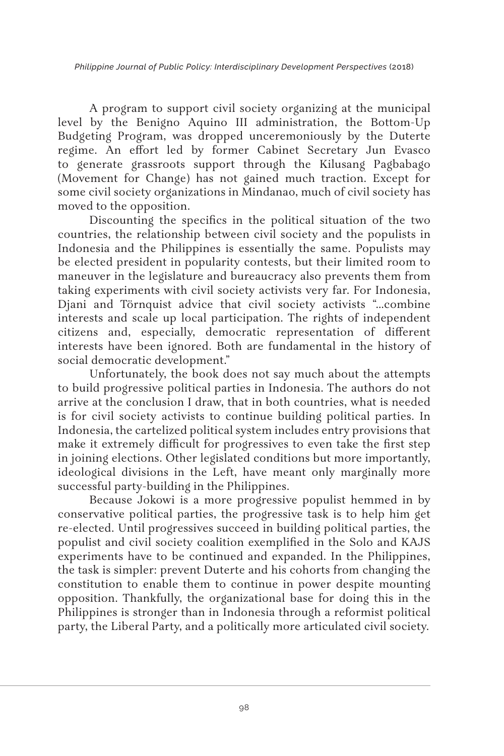A program to support civil society organizing at the municipal level by the Benigno Aquino III administration, the Bottom-Up Budgeting Program, was dropped unceremoniously by the Duterte regime. An effort led by former Cabinet Secretary Jun Evasco to generate grassroots support through the Kilusang Pagbabago (Movement for Change) has not gained much traction. Except for some civil society organizations in Mindanao, much of civil society has moved to the opposition.

Discounting the specifics in the political situation of the two countries, the relationship between civil society and the populists in Indonesia and the Philippines is essentially the same. Populists may be elected president in popularity contests, but their limited room to maneuver in the legislature and bureaucracy also prevents them from taking experiments with civil society activists very far. For Indonesia, Djani and Törnquist advice that civil society activists "...combine interests and scale up local participation. The rights of independent citizens and, especially, democratic representation of different interests have been ignored. Both are fundamental in the history of social democratic development."

Unfortunately, the book does not say much about the attempts to build progressive political parties in Indonesia. The authors do not arrive at the conclusion I draw, that in both countries, what is needed is for civil society activists to continue building political parties. In Indonesia, the cartelized political system includes entry provisions that make it extremely difficult for progressives to even take the first step in joining elections. Other legislated conditions but more importantly, ideological divisions in the Left, have meant only marginally more successful party-building in the Philippines.

Because Jokowi is a more progressive populist hemmed in by conservative political parties, the progressive task is to help him get re-elected. Until progressives succeed in building political parties, the populist and civil society coalition exemplified in the Solo and KAJS experiments have to be continued and expanded. In the Philippines, the task is simpler: prevent Duterte and his cohorts from changing the constitution to enable them to continue in power despite mounting opposition. Thankfully, the organizational base for doing this in the Philippines is stronger than in Indonesia through a reformist political party, the Liberal Party, and a politically more articulated civil society.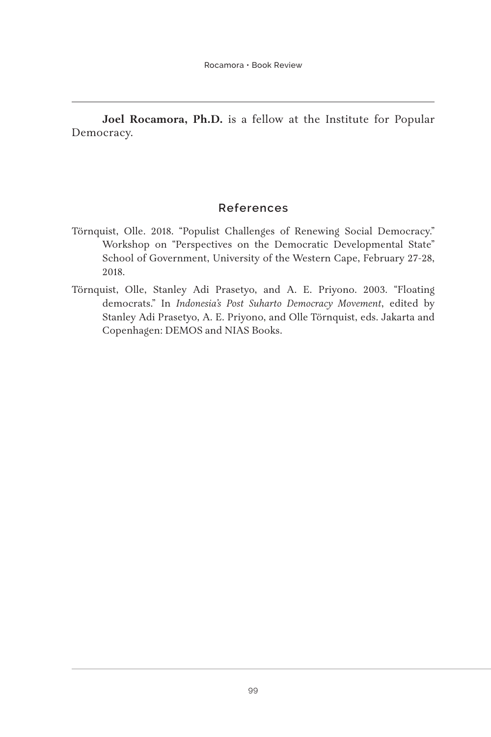**Joel Rocamora, Ph.D.** is a fellow at the Institute for Popular Democracy.

## References

Törnquist, Olle. 2018. "Populist Challenges of Renewing Social Democracy." Workshop on "Perspectives on the Democratic Developmental State" School of Government, University of the Western Cape, February 27-28, 2018.

Törnquist, Olle, Stanley Adi Prasetyo, and A. E. Priyono. 2003. "Floating democrats." In *Indonesia's Post Suharto Democracy Movement*, edited by Stanley Adi Prasetyo, A. E. Priyono, and Olle Törnquist, eds. Jakarta and Copenhagen: DEMOS and NIAS Books.